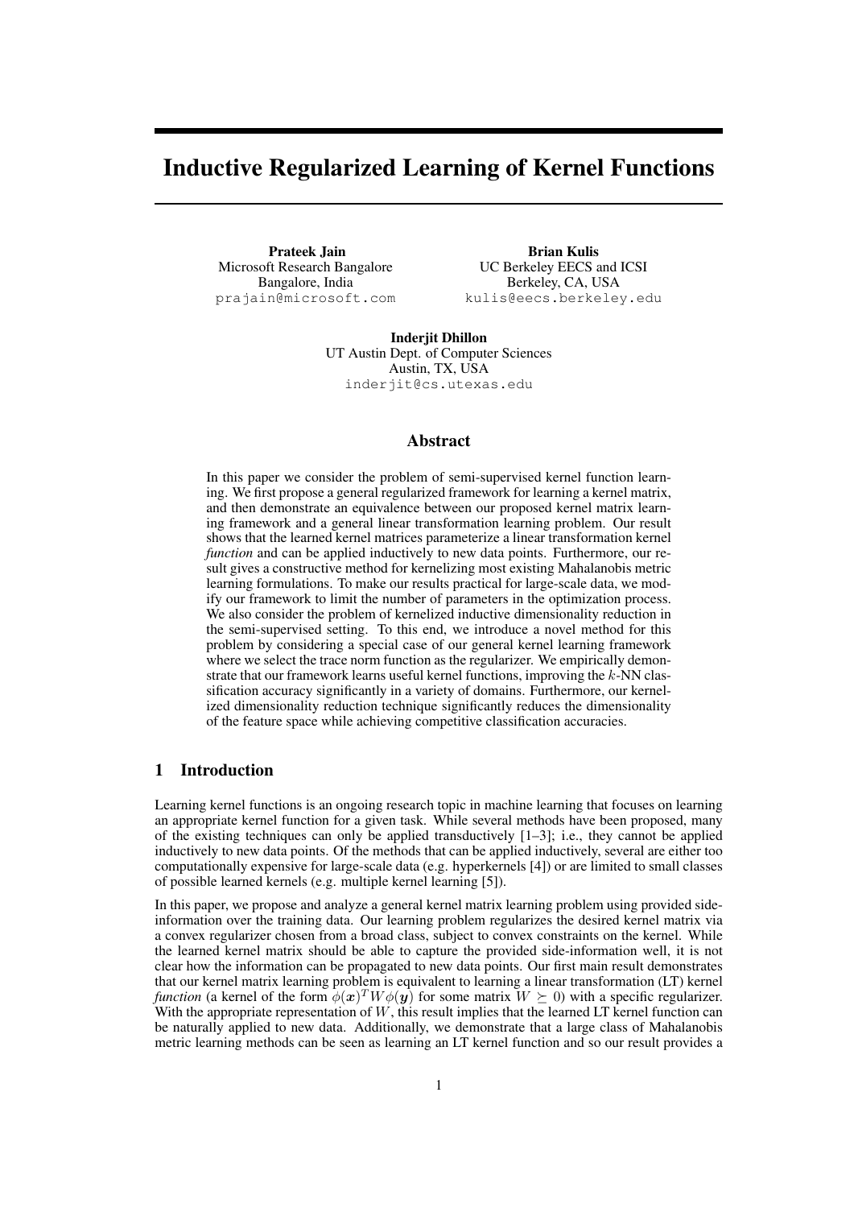# Inductive Regularized Learning of Kernel Functions

**Prateek Jain**
Microsoft Research Bangalore
Bangalore, India
prajain@microsoft.com

**Brian Kulis**
UC Berkeley EECS and ICSI
Berkeley, CA, USA
kulis@eecs.berkeley.edu

**Inderjit Dhillon**
UT Austin Dept. of Computer Sciences
Austin, TX, USA
inderjit@cs.utexas.edu

## Abstract

In this paper we consider the problem of semi-supervised kernel function learning. We first propose a general regularized framework for learning a kernel matrix, and then demonstrate an equivalence between our proposed kernel matrix learning framework and a general linear transformation learning problem. Our result shows that the learned kernel matrices parameterize a linear transformation kernel *function* and can be applied inductively to new data points. Furthermore, our result gives a constructive method for kernelizing most existing Mahalanobis metric learning formulations. To make our results practical for large-scale data, we modify our framework to limit the number of parameters in the optimization process. We also consider the problem of kernelized inductive dimensionality reduction in the semi-supervised setting. To this end, we introduce a novel method for this problem by considering a special case of our general kernel learning framework where we select the trace norm function as the regularizer. We empirically demonstrate that our framework learns useful kernel functions, improving the $k$-NN classification accuracy significantly in a variety of domains. Furthermore, our kernelized dimensionality reduction technique significantly reduces the dimensionality of the feature space while achieving competitive classification accuracies.

## 1 Introduction

Learning kernel functions is an ongoing research topic in machine learning that focuses on learning an appropriate kernel function for a given task. While several methods have been proposed, many of the existing techniques can only be applied transductively [1–3]; i.e., they cannot be applied inductively to new data points. Of the methods that can be applied inductively, several are either too computationally expensive for large-scale data (e.g. hyperkernels [4]) or are limited to small classes of possible learned kernels (e.g. multiple kernel learning [5]).

In this paper, we propose and analyze a general kernel matrix learning problem using provided side-information over the training data. Our learning problem regularizes the desired kernel matrix via a convex regularizer chosen from a broad class, subject to convex constraints on the kernel. While the learned kernel matrix should be able to capture the provided side-information well, it is not clear how the information can be propagated to new data points. Our first main result demonstrates that our kernel matrix learning problem is equivalent to learning a linear transformation (LT) kernel *function* (a kernel of the form $\phi(\boldsymbol{x})^T W \phi(\boldsymbol{y})$ for some matrix $W \succeq 0$) with a specific regularizer. With the appropriate representation of $W$, this result implies that the learned LT kernel function can be naturally applied to new data. Additionally, we demonstrate that a large class of Mahalanobis metric learning methods can be seen as learning an LT kernel function and so our result provides a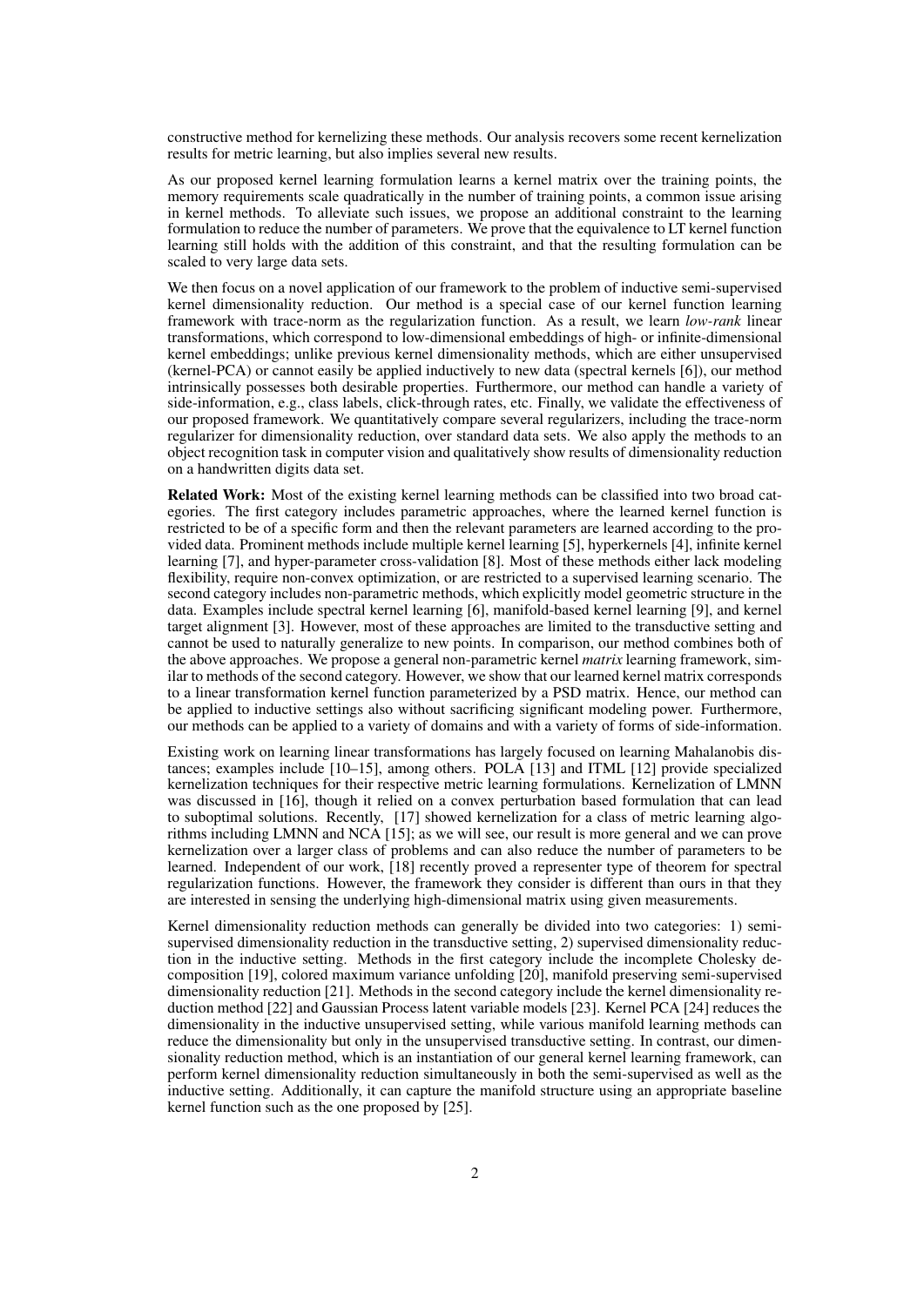constructive method for kernelizing these methods. Our analysis recovers some recent kernelization results for metric learning, but also implies several new results.

As our proposed kernel learning formulation learns a kernel matrix over the training points, the memory requirements scale quadratically in the number of training points, a common issue arising in kernel methods. To alleviate such issues, we propose an additional constraint to the learning formulation to reduce the number of parameters. We prove that the equivalence to LT kernel function learning still holds with the addition of this constraint, and that the resulting formulation can be scaled to very large data sets.

We then focus on a novel application of our framework to the problem of inductive semi-supervised kernel dimensionality reduction. Our method is a special case of our kernel function learning framework with trace-norm as the regularization function. As a result, we learn *low-rank* linear transformations, which correspond to low-dimensional embeddings of high- or infinite-dimensional kernel embeddings; unlike previous kernel dimensionality methods, which are either unsupervised (kernel-PCA) or cannot easily be applied inductively to new data (spectral kernels [6]), our method intrinsically possesses both desirable properties. Furthermore, our method can handle a variety of side-information, e.g., class labels, click-through rates, etc. Finally, we validate the effectiveness of our proposed framework. We quantitatively compare several regularizers, including the trace-norm regularizer for dimensionality reduction, over standard data sets. We also apply the methods to an object recognition task in computer vision and qualitatively show results of dimensionality reduction on a handwritten digits data set.

**Related Work:** Most of the existing kernel learning methods can be classified into two broad categories. The first category includes parametric approaches, where the learned kernel function is restricted to be of a specific form and then the relevant parameters are learned according to the provided data. Prominent methods include multiple kernel learning [5], hyperkernels [4], infinite kernel learning [7], and hyper-parameter cross-validation [8]. Most of these methods either lack modeling flexibility, require non-convex optimization, or are restricted to a supervised learning scenario. The second category includes non-parametric methods, which explicitly model geometric structure in the data. Examples include spectral kernel learning [6], manifold-based kernel learning [9], and kernel target alignment [3]. However, most of these approaches are limited to the transductive setting and cannot be used to naturally generalize to new points. In comparison, our method combines both of the above approaches. We propose a general non-parametric kernel *matrix* learning framework, similar to methods of the second category. However, we show that our learned kernel matrix corresponds to a linear transformation kernel function parameterized by a PSD matrix. Hence, our method can be applied to inductive settings also without sacrificing significant modeling power. Furthermore, our methods can be applied to a variety of domains and with a variety of forms of side-information.

Existing work on learning linear transformations has largely focused on learning Mahalanobis distances; examples include [10–15], among others. POLA [13] and ITML [12] provide specialized kernelization techniques for their respective metric learning formulations. Kernelization of LMNN was discussed in [16], though it relied on a convex perturbation based formulation that can lead to suboptimal solutions. Recently, [17] showed kernelization for a class of metric learning algorithms including LMNN and NCA [15]; as we will see, our result is more general and we can prove kernelization over a larger class of problems and can also reduce the number of parameters to be learned. Independent of our work, [18] recently proved a representer type of theorem for spectral regularization functions. However, the framework they consider is different than ours in that they are interested in sensing the underlying high-dimensional matrix using given measurements.

Kernel dimensionality reduction methods can generally be divided into two categories: 1) semi-supervised dimensionality reduction in the transductive setting, 2) supervised dimensionality reduction in the inductive setting. Methods in the first category include the incomplete Cholesky decomposition [19], colored maximum variance unfolding [20], manifold preserving semi-supervised dimensionality reduction [21]. Methods in the second category include the kernel dimensionality reduction method [22] and Gaussian Process latent variable models [23]. Kernel PCA [24] reduces the dimensionality in the inductive unsupervised setting, while various manifold learning methods can reduce the dimensionality but only in the unsupervised transductive setting. In contrast, our dimensionality reduction method, which is an instantiation of our general kernel learning framework, can perform kernel dimensionality reduction simultaneously in both the semi-supervised as well as the inductive setting. Additionally, it can capture the manifold structure using an appropriate baseline kernel function such as the one proposed by [25].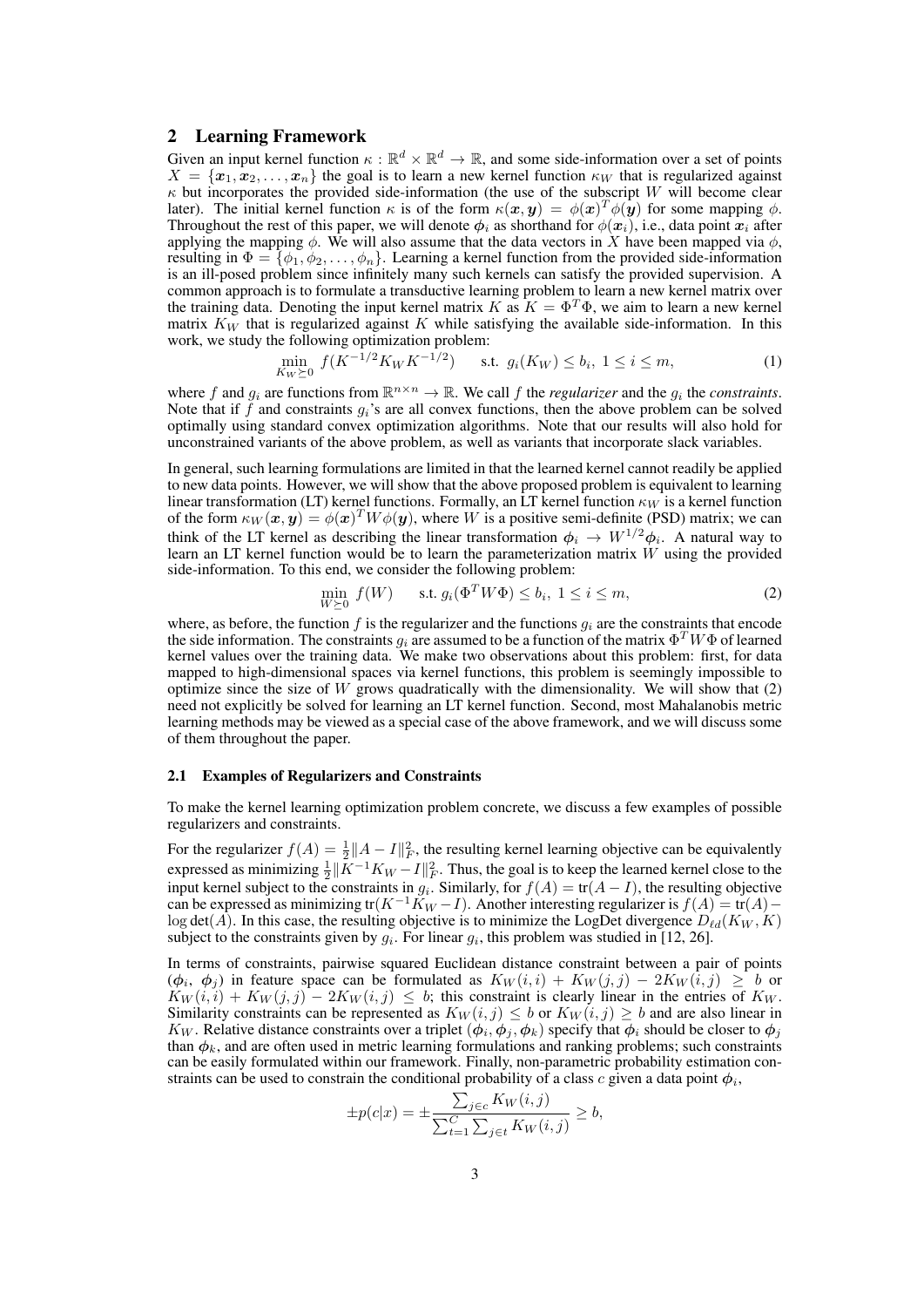## 2 Learning Framework

Given an input kernel function $\kappa : \mathbb{R}^d \times \mathbb{R}^d \to \mathbb{R}$, and some side-information over a set of points $X = \{\boldsymbol{x}_1, \boldsymbol{x}_2, \ldots, \boldsymbol{x}_n\}$ the goal is to learn a new kernel function $\kappa_W$ that is regularized against $\kappa$ but incorporates the provided side-information (the use of the subscript $W$ will become clear later). The initial kernel function $\kappa$ is of the form $\kappa(\boldsymbol{x}, \boldsymbol{y}) = \phi(\boldsymbol{x})^T \phi(\boldsymbol{y})$ for some mapping $\phi$. Throughout the rest of this paper, we will denote $\boldsymbol{\phi}_i$ as shorthand for $\phi(\boldsymbol{x}_i)$, i.e., data point $\boldsymbol{x}_i$ after applying the mapping $\phi$. We will also assume that the data vectors in $X$ have been mapped via $\phi$, resulting in $\Phi = \{\phi_1, \phi_2, \ldots, \phi_n\}$. Learning a kernel function from the provided side-information is an ill-posed problem since infinitely many such kernels can satisfy the provided supervision. A common approach is to formulate a transductive learning problem to learn a new kernel matrix over the training data. Denoting the input kernel matrix $K$ as $K = \Phi^T \Phi$, we aim to learn a new kernel matrix $K_W$ that is regularized against $K$ while satisfying the available side-information. In this work, we study the following optimization problem:

$$\min_{K_W \succeq 0} \; f(K^{-1/2} K_W K^{-1/2}) \qquad \text{s.t. } g_i(K_W) \leq b_i, \; 1 \leq i \leq m, \tag{1}$$

where $f$ and $g_i$ are functions from $\mathbb{R}^{n \times n} \to \mathbb{R}$. We call $f$ the *regularizer* and the $g_i$ the *constraints*. Note that if $f$ and constraints $g_i$'s are all convex functions, then the above problem can be solved optimally using standard convex optimization algorithms. Note that our results will also hold for unconstrained variants of the above problem, as well as variants that incorporate slack variables.

In general, such learning formulations are limited in that the learned kernel cannot readily be applied to new data points. However, we will show that the above proposed problem is equivalent to learning linear transformation (LT) kernel functions. Formally, an LT kernel function $\kappa_W$ is a kernel function of the form $\kappa_W(\boldsymbol{x}, \boldsymbol{y}) = \phi(\boldsymbol{x})^T W \phi(\boldsymbol{y})$, where $W$ is a positive semi-definite (PSD) matrix; we can think of the LT kernel as describing the linear transformation $\boldsymbol{\phi}_i \to W^{1/2} \boldsymbol{\phi}_i$. A natural way to learn an LT kernel function would be to learn the parameterization matrix $W$ using the provided side-information. To this end, we consider the following problem:

$$\min_{W \succeq 0} \; f(W) \qquad \text{s.t. } g_i(\Phi^T W \Phi) \leq b_i, \; 1 \leq i \leq m, \tag{2}$$

where, as before, the function $f$ is the regularizer and the functions $g_i$ are the constraints that encode the side information. The constraints $g_i$ are assumed to be a function of the matrix $\Phi^T W \Phi$ of learned kernel values over the training data. We make two observations about this problem: first, for data mapped to high-dimensional spaces via kernel functions, this problem is seemingly impossible to optimize since the size of $W$ grows quadratically with the dimensionality. We will show that (2) need not explicitly be solved for learning an LT kernel function. Second, most Mahalanobis metric learning methods may be viewed as a special case of the above framework, and we will discuss some of them throughout the paper.

### 2.1 Examples of Regularizers and Constraints

To make the kernel learning optimization problem concrete, we discuss a few examples of possible regularizers and constraints.

For the regularizer $f(A) = \frac{1}{2}\|A - I\|_F^2$, the resulting kernel learning objective can be equivalently expressed as minimizing $\frac{1}{2}\|K^{-1}K_W - I\|_F^2$. Thus, the goal is to keep the learned kernel close to the input kernel subject to the constraints in $g_i$. Similarly, for $f(A) = \text{tr}(A - I)$, the resulting objective can be expressed as minimizing $\text{tr}(K^{-1}K_W - I)$. Another interesting regularizer is $f(A) = \text{tr}(A) - \log\det(A)$. In this case, the resulting objective is to minimize the LogDet divergence $D_{\ell d}(K_W, K)$ subject to the constraints given by $g_i$. For linear $g_i$, this problem was studied in [12, 26].

In terms of constraints, pairwise squared Euclidean distance constraint between a pair of points $(\boldsymbol{\phi}_i, \boldsymbol{\phi}_j)$ in feature space can be formulated as $K_W(i,i) + K_W(j,j) - 2K_W(i,j) \geq b$ or $K_W(i,i) + K_W(j,j) - 2K_W(i,j) \leq b$; this constraint is clearly linear in the entries of $K_W$. Similarity constraints can be represented as $K_W(i,j) \leq b$ or $K_W(i,j) \geq b$ and are also linear in $K_W$. Relative distance constraints over a triplet $(\boldsymbol{\phi}_i, \boldsymbol{\phi}_j, \boldsymbol{\phi}_k)$ specify that $\boldsymbol{\phi}_i$ should be closer to $\boldsymbol{\phi}_j$ than $\boldsymbol{\phi}_k$, and are often used in metric learning formulations and ranking problems; such constraints can be easily formulated within our framework. Finally, non-parametric probability estimation constraints can be used to constrain the conditional probability of a class $c$ given a data point $\boldsymbol{\phi}_i$,

$$\pm p(c|x) = \pm \frac{\sum_{j \in c} K_W(i,j)}{\sum_{t=1}^{C} \sum_{j \in t} K_W(i,j)} \geq b,$$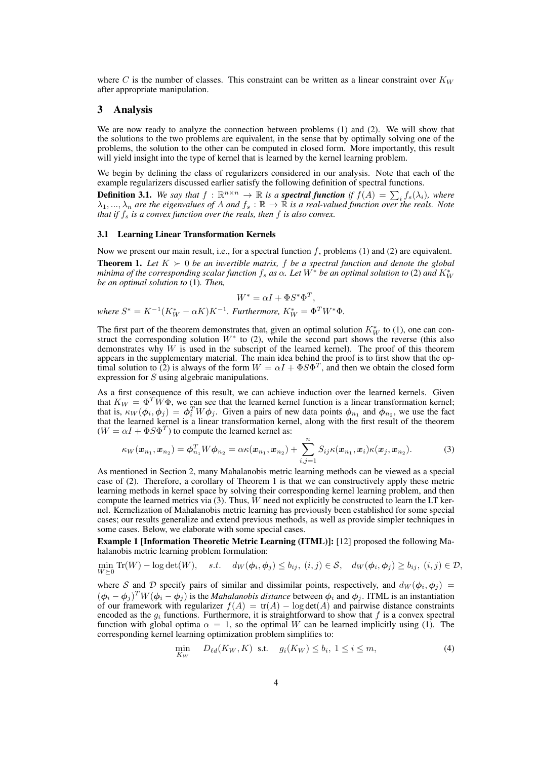where $C$ is the number of classes. This constraint can be written as a linear constraint over $K_W$ after appropriate manipulation.

## 3 Analysis

We are now ready to analyze the connection between problems (1) and (2). We will show that the solutions to the two problems are equivalent, in the sense that by optimally solving one of the problems, the solution to the other can be computed in closed form. More importantly, this result will yield insight into the type of kernel that is learned by the kernel learning problem.

We begin by defining the class of regularizers considered in our analysis. Note that each of the example regularizers discussed earlier satisfy the following definition of spectral functions.

**Definition 3.1.** *We say that $f : \mathbb{R}^{n\times n} \rightarrow \mathbb{R}$ is a* ***spectral function*** *if $f(A) = \sum_i f_s(\lambda_i)$, where $\lambda_1, ..., \lambda_n$ are the eigenvalues of $A$ and $f_s : \mathbb{R} \rightarrow \mathbb{R}$ is a real-valued function over the reals. Note that if $f_s$ is a convex function over the reals, then $f$ is also convex.*

### 3.1 Learning Linear Transformation Kernels

Now we present our main result, i.e., for a spectral function $f$, problems (1) and (2) are equivalent.

**Theorem 1.** *Let $K \succ 0$ be an invertible matrix, $f$ be a spectral function and denote the global minima of the corresponding scalar function $f_s$ as $\alpha$. Let $W^*$ be an optimal solution to (2) and $K_W^*$ be an optimal solution to (1). Then,*

$$W^* = \alpha I + \Phi S^* \Phi^T,$$

*where $S^* = K^{-1}(K_W^* - \alpha K)K^{-1}$. Furthermore, $K_W^* = \Phi^T W^* \Phi$.*

The first part of the theorem demonstrates that, given an optimal solution $K_W^*$ to (1), one can construct the corresponding solution $W^*$ to (2), while the second part shows the reverse (this also demonstrates why $W$ is used in the subscript of the learned kernel). The proof of this theorem appears in the supplementary material. The main idea behind the proof is to first show that the optimal solution to (2) is always of the form $W = \alpha I + \Phi S \Phi^T$, and then we obtain the closed form expression for $S$ using algebraic manipulations.

As a first consequence of this result, we can achieve induction over the learned kernels. Given that $K_W = \Phi^T W \Phi$, we can see that the learned kernel function is a linear transformation kernel; that is, $\kappa_W(\boldsymbol{\phi}_i, \boldsymbol{\phi}_j) = \boldsymbol{\phi}_i^T W \boldsymbol{\phi}_j$. Given a pairs of new data points $\boldsymbol{\phi}_{n_1}$ and $\boldsymbol{\phi}_{n_2}$, we use the fact that the learned kernel is a linear transformation kernel, along with the first result of the theorem ($W = \alpha I + \Phi S \Phi^T$) to compute the learned kernel as:

$$\kappa_W(\boldsymbol{x}_{n_1}, \boldsymbol{x}_{n_2}) = \boldsymbol{\phi}_{n_1}^T W \boldsymbol{\phi}_{n_2} = \alpha\kappa(\boldsymbol{x}_{n_1}, \boldsymbol{x}_{n_2}) + \sum_{i,j=1}^{n} S_{ij}\kappa(\boldsymbol{x}_{n_1}, \boldsymbol{x}_i)\kappa(\boldsymbol{x}_j, \boldsymbol{x}_{n_2}). \tag{3}$$

As mentioned in Section 2, many Mahalanobis metric learning methods can be viewed as a special case of (2). Therefore, a corollary of Theorem 1 is that we can constructively apply these metric learning methods in kernel space by solving their corresponding kernel learning problem, and then compute the learned metrics via (3). Thus, $W$ need not explicitly be constructed to learn the LT kernel. Kernelization of Mahalanobis metric learning has previously been established for some special cases; our results generalize and extend previous methods, as well as provide simpler techniques in some cases. Below, we elaborate with some special cases.

**Example 1 [Information Theoretic Metric Learning (ITML)]:** [12] proposed the following Mahalanobis metric learning problem formulation:

$$\min_{W\succeq 0} \text{Tr}(W) - \log\det(W), \quad s.t. \quad d_W(\boldsymbol{\phi}_i, \boldsymbol{\phi}_j) \leq b_{ij},\ (i,j) \in \mathcal{S}, \quad d_W(\boldsymbol{\phi}_i, \boldsymbol{\phi}_j) \geq b_{ij},\ (i,j) \in \mathcal{D},$$

where $\mathcal{S}$ and $\mathcal{D}$ specify pairs of similar and dissimilar points, respectively, and $d_W(\boldsymbol{\phi}_i, \boldsymbol{\phi}_j) = (\boldsymbol{\phi}_i - \boldsymbol{\phi}_j)^T W (\boldsymbol{\phi}_i - \boldsymbol{\phi}_j)$ is the *Mahalanobis distance* between $\boldsymbol{\phi}_i$ and $\boldsymbol{\phi}_j$. ITML is an instantiation of our framework with regularizer $f(A) = \text{tr}(A) - \log\det(A)$ and pairwise distance constraints encoded as the $g_i$ functions. Furthermore, it is straightforward to show that $f$ is a convex spectral function with global optima $\alpha = 1$, so the optimal $W$ can be learned implicitly using (1). The corresponding kernel learning optimization problem simplifies to:

$$\min_{K_W} \quad D_{\ell d}(K_W, K) \ \text{ s.t.} \quad g_i(K_W) \leq b_i,\ 1 \leq i \leq m, \tag{4}$$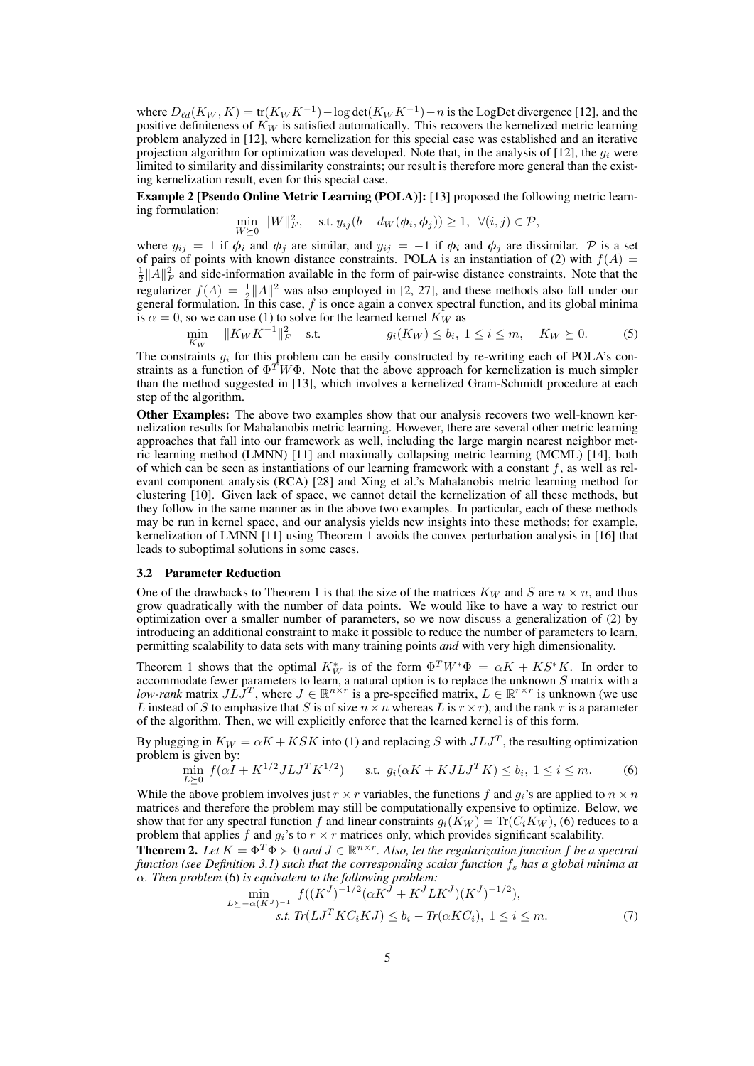where $D_{\ell d}(K_W, K) = \text{tr}(K_W K^{-1}) - \log\det(K_W K^{-1}) - n$ is the LogDet divergence [12], and the positive definiteness of $K_W$ is satisfied automatically. This recovers the kernelized metric learning problem analyzed in [12], where kernelization for this special case was established and an iterative projection algorithm for optimization was developed. Note that, in the analysis of [12], the $g_i$ were limited to similarity and dissimilarity constraints; our result is therefore more general than the existing kernelization result, even for this special case.

**Example 2 [Pseudo Online Metric Learning (POLA)]:** [13] proposed the following metric learning formulation:

$$\min_{W \succeq 0} \|W\|_F^2, \quad \text{s.t. } y_{ij}(b - d_W(\boldsymbol{\phi}_i, \boldsymbol{\phi}_j)) \geq 1, \ \forall (i,j) \in \mathcal{P},$$

where $y_{ij} = 1$ if $\boldsymbol{\phi}_i$ and $\boldsymbol{\phi}_j$ are similar, and $y_{ij} = -1$ if $\boldsymbol{\phi}_i$ and $\boldsymbol{\phi}_j$ are dissimilar. $\mathcal{P}$ is a set of pairs of points with known distance constraints. POLA is an instantiation of (2) with $f(A) = \frac{1}{2}\|A\|_F^2$ and side-information available in the form of pair-wise distance constraints. Note that the regularizer $f(A) = \frac{1}{2}\|A\|^2$ was also employed in [2, 27], and these methods also fall under our general formulation. In this case, $f$ is once again a convex spectral function, and its global minima is $\alpha = 0$, so we can use (1) to solve for the learned kernel $K_W$ as

$$\min_{K_W} \quad \|K_W K^{-1}\|_F^2 \quad \text{s.t.} \qquad g_i(K_W) \leq b_i, \ 1 \leq i \leq m, \quad K_W \succeq 0. \tag{5}$$

The constraints $g_i$ for this problem can be easily constructed by re-writing each of POLA's constraints as a function of $\Phi^T W \Phi$. Note that the above approach for kernelization is much simpler than the method suggested in [13], which involves a kernelized Gram-Schmidt procedure at each step of the algorithm.

**Other Examples:** The above two examples show that our analysis recovers two well-known kernelization results for Mahalanobis metric learning. However, there are several other metric learning approaches that fall into our framework as well, including the large margin nearest neighbor metric learning method (LMNN) [11] and maximally collapsing metric learning (MCML) [14], both of which can be seen as instantiations of our learning framework with a constant $f$, as well as relevant component analysis (RCA) [28] and Xing et al.'s Mahalanobis metric learning method for clustering [10]. Given lack of space, we cannot detail the kernelization of all these methods, but they follow in the same manner as in the above two examples. In particular, each of these methods may be run in kernel space, and our analysis yields new insights into these methods; for example, kernelization of LMNN [11] using Theorem 1 avoids the convex perturbation analysis in [16] that leads to suboptimal solutions in some cases.

### 3.2 Parameter Reduction

One of the drawbacks to Theorem 1 is that the size of the matrices $K_W$ and $S$ are $n \times n$, and thus grow quadratically with the number of data points. We would like to have a way to restrict our optimization over a smaller number of parameters, so we now discuss a generalization of (2) by introducing an additional constraint to make it possible to reduce the number of parameters to learn, permitting scalability to data sets with many training points *and* with very high dimensionality.

Theorem 1 shows that the optimal $K_W^*$ is of the form $\Phi^T W^* \Phi = \alpha K + K S^* K$. In order to accommodate fewer parameters to learn, a natural option is to replace the unknown $S$ matrix with a *low-rank* matrix $JLJ^T$, where $J \in \mathbb{R}^{n \times r}$ is a pre-specified matrix, $L \in \mathbb{R}^{r \times r}$ is unknown (we use $L$ instead of $S$ to emphasize that $S$ is of size $n \times n$ whereas $L$ is $r \times r$), and the rank $r$ is a parameter of the algorithm. Then, we will explicitly enforce that the learned kernel is of this form.

By plugging in $K_W = \alpha K + KSK$ into (1) and replacing $S$ with $JLJ^T$, the resulting optimization problem is given by:

$$\min_{L \succeq 0} f(\alpha I + K^{1/2} JLJ^T K^{1/2}) \quad \text{ s.t. } g_i(\alpha K + KJLJ^T K) \leq b_i, \ 1 \leq i \leq m. \tag{6}$$

While the above problem involves just $r \times r$ variables, the functions $f$ and $g_i$'s are applied to $n \times n$ matrices and therefore the problem may still be computationally expensive to optimize. Below, we show that for any spectral function $f$ and linear constraints $g_i(K_W) = \text{Tr}(C_i K_W)$, (6) reduces to a problem that applies $f$ and $g_i$'s to $r \times r$ matrices only, which provides significant scalability.

**Theorem 2.** *Let $K = \Phi^T \Phi \succ 0$ and $J \in \mathbb{R}^{n \times r}$. Also, let the regularization function $f$ be a spectral function (see Definition 3.1) such that the corresponding scalar function $f_s$ has a global minima at $\alpha$. Then problem* (6) *is equivalent to the following problem:*

$$\begin{aligned}
\min_{L \succeq -\alpha (K^J)^{-1}} \; & f((K^J)^{-1/2}(\alpha K^J + K^J L K^J)(K^J)^{-1/2}), \\
\text{s.t. } & \text{Tr}(LJ^T K C_i K J) \leq b_i - \text{Tr}(\alpha K C_i), \ 1 \leq i \leq m.
\end{aligned} \tag{7}$$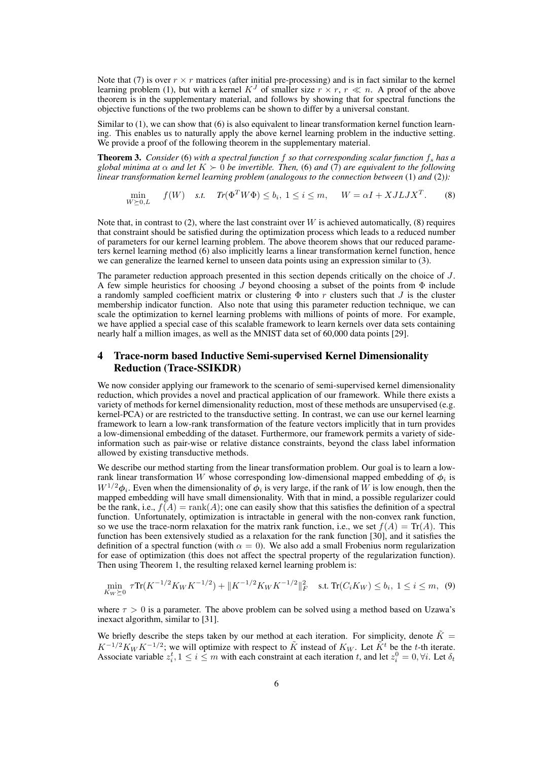Note that (7) is over $r \times r$ matrices (after initial pre-processing) and is in fact similar to the kernel learning problem (1), but with a kernel $K^J$ of smaller size $r \times r$, $r \ll n$. A proof of the above theorem is in the supplementary material, and follows by showing that for spectral functions the objective functions of the two problems can be shown to differ by a universal constant.

Similar to (1), we can show that (6) is also equivalent to linear transformation kernel function learning. This enables us to naturally apply the above kernel learning problem in the inductive setting. We provide a proof of the following theorem in the supplementary material.

**Theorem 3.** *Consider* (6) *with a spectral function $f$ so that corresponding scalar function $f_s$ has a global minima at $\alpha$ and let $K \succ 0$ be invertible. Then,* (6) *and* (7) *are equivalent to the following linear transformation kernel learning problem (analogous to the connection between* (1) *and* (2)*):*

$$\min_{W \succeq 0, L} \quad f(W) \quad \textit{s.t.} \quad Tr(\Phi^T W \Phi) \leq b_i, \ 1 \leq i \leq m, \quad W = \alpha I + XJLJX^T. \tag{8}$$

Note that, in contrast to (2), where the last constraint over $W$ is achieved automatically, (8) requires that constraint should be satisfied during the optimization process which leads to a reduced number of parameters for our kernel learning problem. The above theorem shows that our reduced parameters kernel learning method (6) also implicitly learns a linear transformation kernel function, hence we can generalize the learned kernel to unseen data points using an expression similar to (3).

The parameter reduction approach presented in this section depends critically on the choice of $J$. A few simple heuristics for choosing $J$ beyond choosing a subset of the points from $\Phi$ include a randomly sampled coefficient matrix or clustering $\Phi$ into $r$ clusters such that $J$ is the cluster membership indicator function. Also note that using this parameter reduction technique, we can scale the optimization to kernel learning problems with millions of points of more. For example, we have applied a special case of this scalable framework to learn kernels over data sets containing nearly half a million images, as well as the MNIST data set of 60,000 data points [29].

# 4 Trace-norm based Inductive Semi-supervised Kernel Dimensionality Reduction (Trace-SSIKDR)

We now consider applying our framework to the scenario of semi-supervised kernel dimensionality reduction, which provides a novel and practical application of our framework. While there exists a variety of methods for kernel dimensionality reduction, most of these methods are unsupervised (e.g. kernel-PCA) or are restricted to the transductive setting. In contrast, we can use our kernel learning framework to learn a low-rank transformation of the feature vectors implicitly that in turn provides a low-dimensional embedding of the dataset. Furthermore, our framework permits a variety of side-information such as pair-wise or relative distance constraints, beyond the class label information allowed by existing transductive methods.

We describe our method starting from the linear transformation problem. Our goal is to learn a low-rank linear transformation $W$ whose corresponding low-dimensional mapped embedding of $\phi_i$ is $W^{1/2}\phi_i$. Even when the dimensionality of $\phi_i$ is very large, if the rank of $W$ is low enough, then the mapped embedding will have small dimensionality. With that in mind, a possible regularizer could be the rank, i.e., $f(A) = \text{rank}(A)$; one can easily show that this satisfies the definition of a spectral function. Unfortunately, optimization is intractable in general with the non-convex rank function, so we use the trace-norm relaxation for the matrix rank function, i.e., we set $f(A) = \text{Tr}(A)$. This function has been extensively studied as a relaxation for the rank function [30], and it satisfies the definition of a spectral function (with $\alpha = 0$). We also add a small Frobenius norm regularization for ease of optimization (this does not affect the spectral property of the regularization function). Then using Theorem 1, the resulting relaxed kernel learning problem is:

$$\min_{K_W \succeq 0} \ \tau \text{Tr}(K^{-1/2} K_W K^{-1/2}) + \|K^{-1/2} K_W K^{-1/2}\|_F^2 \quad \text{s.t. } \text{Tr}(C_i K_W) \leq b_i, \ 1 \leq i \leq m, \tag{9}$$

where $\tau > 0$ is a parameter. The above problem can be solved using a method based on Uzawa's inexact algorithm, similar to [31].

We briefly describe the steps taken by our method at each iteration. For simplicity, denote $\tilde{K} = K^{-1/2} K_W K^{-1/2}$; we will optimize with respect to $\tilde{K}$ instead of $K_W$. Let $\tilde{K}^t$ be the $t$-th iterate. Associate variable $z_i^t, 1 \leq i \leq m$ with each constraint at each iteration $t$, and let $z_i^0 = 0, \forall i$. Let $\delta_t$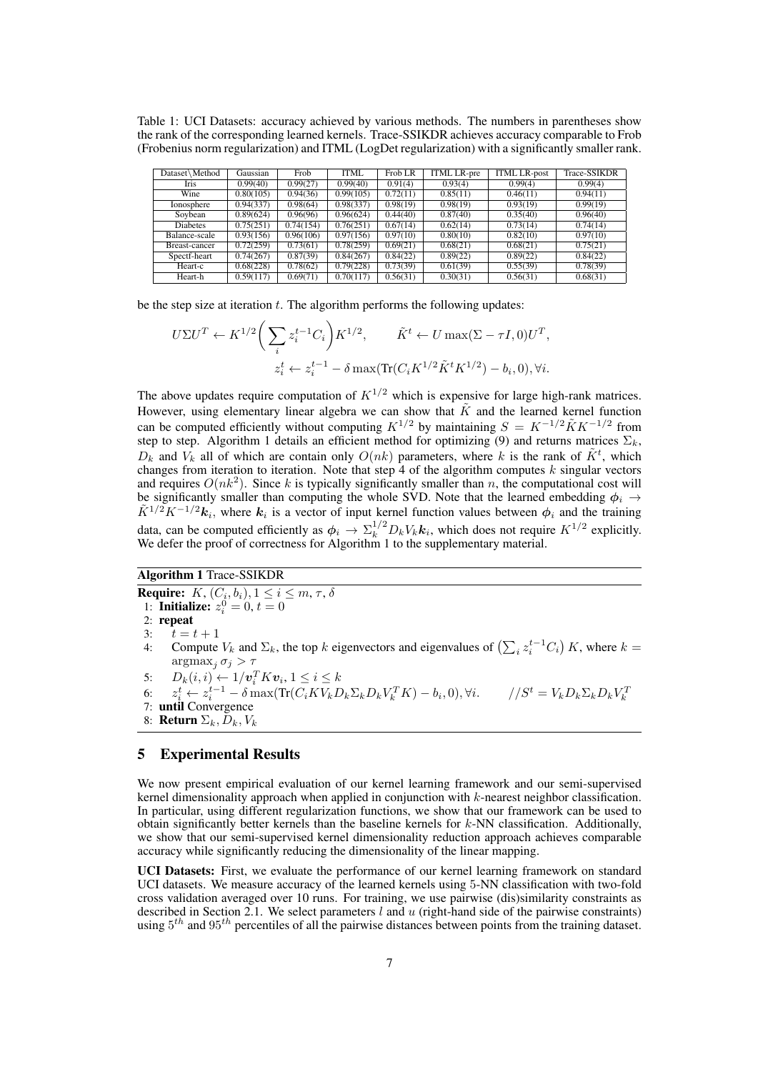Table 1: UCI Datasets: accuracy achieved by various methods. The numbers in parentheses show the rank of the corresponding learned kernels. Trace-SSIKDR achieves accuracy comparable to Frob (Frobenius norm regularization) and ITML (LogDet regularization) with a significantly smaller rank.

| Dataset\Method | Gaussian | Frob | ITML | Frob LR | ITML LR-pre | ITML LR-post | Trace-SSIKDR |
|---|---|---|---|---|---|---|---|
| Iris | 0.99(40) | 0.99(27) | 0.99(40) | 0.91(4) | 0.93(4) | 0.99(4) | 0.99(4) |
| Wine | 0.80(105) | 0.94(36) | 0.99(105) | 0.72(11) | 0.85(11) | 0.46(11) | 0.94(11) |
| Ionosphere | 0.94(337) | 0.98(64) | 0.98(337) | 0.98(19) | 0.98(19) | 0.93(19) | 0.99(19) |
| Soybean | 0.89(624) | 0.96(96) | 0.96(624) | 0.44(40) | 0.87(40) | 0.35(40) | 0.96(40) |
| Diabetes | 0.75(251) | 0.74(154) | 0.76(251) | 0.67(14) | 0.62(14) | 0.73(14) | 0.74(14) |
| Balance-scale | 0.93(156) | 0.96(106) | 0.97(156) | 0.97(10) | 0.80(10) | 0.82(10) | 0.97(10) |
| Breast-cancer | 0.72(259) | 0.73(61) | 0.78(259) | 0.69(21) | 0.68(21) | 0.68(21) | 0.75(21) |
| Spectf-heart | 0.74(267) | 0.87(39) | 0.84(267) | 0.84(22) | 0.89(22) | 0.89(22) | 0.84(22) |
| Heart-c | 0.68(228) | 0.78(62) | 0.79(228) | 0.73(39) | 0.61(39) | 0.55(39) | 0.78(39) |
| Heart-h | 0.59(117) | 0.69(71) | 0.70(117) | 0.56(31) | 0.30(31) | 0.56(31) | 0.68(31) |

be the step size at iteration $t$. The algorithm performs the following updates:

$$U\Sigma U^T \leftarrow K^{1/2}\bigg(\sum_i z_i^{t-1}C_i\bigg)K^{1/2}, \qquad \tilde{K}^t \leftarrow U\max(\Sigma - \tau I, 0)U^T,$$
$$z_i^t \leftarrow z_i^{t-1} - \delta \max(\text{Tr}(C_i K^{1/2}\tilde{K}^t K^{1/2}) - b_i, 0), \forall i.$$

The above updates require computation of $K^{1/2}$ which is expensive for large high-rank matrices. However, using elementary linear algebra we can show that $\tilde{K}$ and the learned kernel function can be computed efficiently without computing $K^{1/2}$ by maintaining $S = K^{-1/2}\tilde{K}K^{-1/2}$ from step to step. Algorithm 1 details an efficient method for optimizing (9) and returns matrices $\Sigma_k$, $D_k$ and $V_k$ all of which are contain only $O(nk)$ parameters, where $k$ is the rank of $\tilde{K}^t$, which changes from iteration to iteration. Note that step 4 of the algorithm computes $k$ singular vectors and requires $O(nk^2)$. Since $k$ is typically significantly smaller than $n$, the computational cost will be significantly smaller than computing the whole SVD. Note that the learned embedding $\boldsymbol{\phi}_i \to \tilde{K}^{1/2}K^{-1/2}\boldsymbol{k}_i$, where $\boldsymbol{k}_i$ is a vector of input kernel function values between $\boldsymbol{\phi}_i$ and the training data, can be computed efficiently as $\boldsymbol{\phi}_i \to \Sigma_k^{1/2}D_k V_k \boldsymbol{k}_i$, which does not require $K^{1/2}$ explicitly. We defer the proof of correctness for Algorithm 1 to the supplementary material.

**Algorithm 1** Trace-SSIKDR

**Require:** $K$, $(C_i, b_i), 1 \le i \le m$, $\tau$, $\delta$
1: **Initialize:** $z_i^0 = 0$, $t = 0$
2: **repeat**
3: $\quad t = t + 1$
4: $\quad$ Compute $V_k$ and $\Sigma_k$, the top $k$ eigenvectors and eigenvalues of $\left(\sum_i z_i^{t-1}C_i\right)K$, where $k = \text{argmax}_j\, \sigma_j > \tau$
5: $\quad D_k(i,i) \leftarrow 1/\boldsymbol{v}_i^T K \boldsymbol{v}_i, 1 \le i \le k$
6: $\quad z_i^t \leftarrow z_i^{t-1} - \delta \max(\text{Tr}(C_i K V_k D_k \Sigma_k D_k V_k^T K) - b_i, 0), \forall i.$ $\qquad //S^t = V_k D_k \Sigma_k D_k V_k^T$
7: **until** Convergence
8: **Return** $\Sigma_k, D_k, V_k$

## 5 Experimental Results

We now present empirical evaluation of our kernel learning framework and our semi-supervised kernel dimensionality approach when applied in conjunction with $k$-nearest neighbor classification. In particular, using different regularization functions, we show that our framework can be used to obtain significantly better kernels than the baseline kernels for $k$-NN classification. Additionally, we show that our semi-supervised kernel dimensionality reduction approach achieves comparable accuracy while significantly reducing the dimensionality of the linear mapping.

**UCI Datasets:** First, we evaluate the performance of our kernel learning framework on standard UCI datasets. We measure accuracy of the learned kernels using 5-NN classification with two-fold cross validation averaged over 10 runs. For training, we use pairwise (dis)similarity constraints as described in Section 2.1. We select parameters $l$ and $u$ (right-hand side of the pairwise constraints) using $5^{th}$ and $95^{th}$ percentiles of all the pairwise distances between points from the training dataset.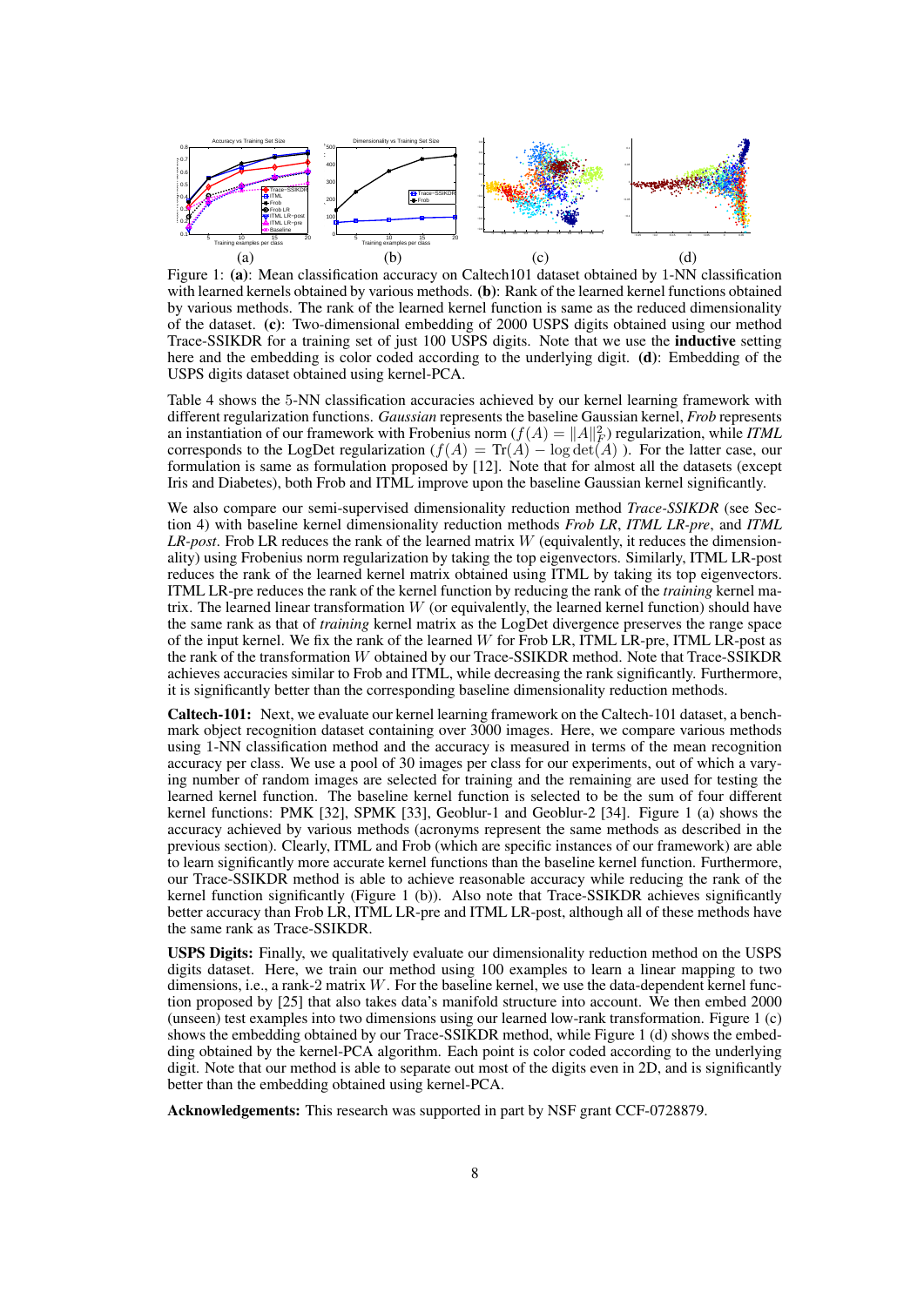Figure 1: **(a)**: Mean classification accuracy on Caltech101 dataset obtained by 1-NN classification with learned kernels obtained by various methods. **(b)**: Rank of the learned kernel functions obtained by various methods. The rank of the learned kernel function is same as the reduced dimensionality of the dataset. **(c)**: Two-dimensional embedding of 2000 USPS digits obtained using our method Trace-SSIKDR for a training set of just 100 USPS digits. Note that we use the **inductive** setting here and the embedding is color coded according to the underlying digit. **(d)**: Embedding of the USPS digits dataset obtained using kernel-PCA.

Table 4 shows the 5-NN classification accuracies achieved by our kernel learning framework with different regularization functions. *Gaussian* represents the baseline Gaussian kernel, *Frob* represents an instantiation of our framework with Frobenius norm ($f(A) = \|A\|_F^2$) regularization, while *ITML* corresponds to the LogDet regularization ($f(A) = \text{Tr}(A) - \log\det(A)$ ). For the latter case, our formulation is same as formulation proposed by [12]. Note that for almost all the datasets (except Iris and Diabetes), both Frob and ITML improve upon the baseline Gaussian kernel significantly.

We also compare our semi-supervised dimensionality reduction method *Trace-SSIKDR* (see Section 4) with baseline kernel dimensionality reduction methods *Frob LR*, *ITML LR-pre*, and *ITML LR-post*. Frob LR reduces the rank of the learned matrix $W$ (equivalently, it reduces the dimensionality) using Frobenius norm regularization by taking the top eigenvectors. Similarly, ITML LR-post reduces the rank of the learned kernel matrix obtained using ITML by taking its top eigenvectors. ITML LR-pre reduces the rank of the kernel function by reducing the rank of the *training* kernel matrix. The learned linear transformation $W$ (or equivalently, the learned kernel function) should have the same rank as that of *training* kernel matrix as the LogDet divergence preserves the range space of the input kernel. We fix the rank of the learned $W$ for Frob LR, ITML LR-pre, ITML LR-post as the rank of the transformation $W$ obtained by our Trace-SSIKDR method. Note that Trace-SSIKDR achieves accuracies similar to Frob and ITML, while decreasing the rank significantly. Furthermore, it is significantly better than the corresponding baseline dimensionality reduction methods.

**Caltech-101:** Next, we evaluate our kernel learning framework on the Caltech-101 dataset, a benchmark object recognition dataset containing over 3000 images. Here, we compare various methods using 1-NN classification method and the accuracy is measured in terms of the mean recognition accuracy per class. We use a pool of 30 images per class for our experiments, out of which a varying number of random images are selected for training and the remaining are used for testing the learned kernel function. The baseline kernel function is selected to be the sum of four different kernel functions: PMK [32], SPMK [33], Geoblur-1 and Geoblur-2 [34]. Figure 1 (a) shows the accuracy achieved by various methods (acronyms represent the same methods as described in the previous section). Clearly, ITML and Frob (which are specific instances of our framework) are able to learn significantly more accurate kernel functions than the baseline kernel function. Furthermore, our Trace-SSIKDR method is able to achieve reasonable accuracy while reducing the rank of the kernel function significantly (Figure 1 (b)). Also note that Trace-SSIKDR achieves significantly better accuracy than Frob LR, ITML LR-pre and ITML LR-post, although all of these methods have the same rank as Trace-SSIKDR.

**USPS Digits:** Finally, we qualitatively evaluate our dimensionality reduction method on the USPS digits dataset. Here, we train our method using 100 examples to learn a linear mapping to two dimensions, i.e., a rank-2 matrix $W$. For the baseline kernel, we use the data-dependent kernel function proposed by [25] that also takes data's manifold structure into account. We then embed 2000 (unseen) test examples into two dimensions using our learned low-rank transformation. Figure 1 (c) shows the embedding obtained by our Trace-SSIKDR method, while Figure 1 (d) shows the embedding obtained by the kernel-PCA algorithm. Each point is color coded according to the underlying digit. Note that our method is able to separate out most of the digits even in 2D, and is significantly better than the embedding obtained using kernel-PCA.

**Acknowledgements:** This research was supported in part by NSF grant CCF-0728879.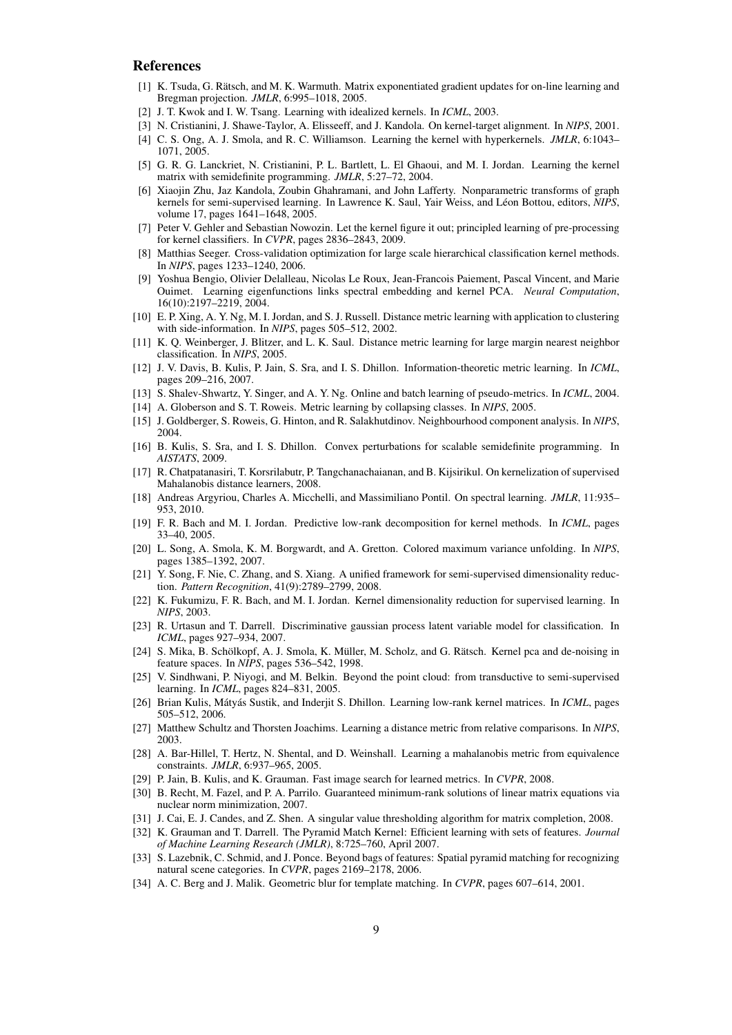## References

[1] K. Tsuda, G. Rätsch, and M. K. Warmuth. Matrix exponentiated gradient updates for on-line learning and Bregman projection. *JMLR*, 6:995–1018, 2005.

[2] J. T. Kwok and I. W. Tsang. Learning with idealized kernels. In *ICML*, 2003.

[3] N. Cristianini, J. Shawe-Taylor, A. Elisseeff, and J. Kandola. On kernel-target alignment. In *NIPS*, 2001.

[4] C. S. Ong, A. J. Smola, and R. C. Williamson. Learning the kernel with hyperkernels. *JMLR*, 6:1043–1071, 2005.

[5] G. R. G. Lanckriet, N. Cristianini, P. L. Bartlett, L. El Ghaoui, and M. I. Jordan. Learning the kernel matrix with semidefinite programming. *JMLR*, 5:27–72, 2004.

[6] Xiaojin Zhu, Jaz Kandola, Zoubin Ghahramani, and John Lafferty. Nonparametric transforms of graph kernels for semi-supervised learning. In Lawrence K. Saul, Yair Weiss, and Léon Bottou, editors, *NIPS*, volume 17, pages 1641–1648, 2005.

[7] Peter V. Gehler and Sebastian Nowozin. Let the kernel figure it out; principled learning of pre-processing for kernel classifiers. In *CVPR*, pages 2836–2843, 2009.

[8] Matthias Seeger. Cross-validation optimization for large scale hierarchical classification kernel methods. In *NIPS*, pages 1233–1240, 2006.

[9] Yoshua Bengio, Olivier Delalleau, Nicolas Le Roux, Jean-Francois Paiement, Pascal Vincent, and Marie Ouimet. Learning eigenfunctions links spectral embedding and kernel PCA. *Neural Computation*, 16(10):2197–2219, 2004.

[10] E. P. Xing, A. Y. Ng, M. I. Jordan, and S. J. Russell. Distance metric learning with application to clustering with side-information. In *NIPS*, pages 505–512, 2002.

[11] K. Q. Weinberger, J. Blitzer, and L. K. Saul. Distance metric learning for large margin nearest neighbor classification. In *NIPS*, 2005.

[12] J. V. Davis, B. Kulis, P. Jain, S. Sra, and I. S. Dhillon. Information-theoretic metric learning. In *ICML*, pages 209–216, 2007.

[13] S. Shalev-Shwartz, Y. Singer, and A. Y. Ng. Online and batch learning of pseudo-metrics. In *ICML*, 2004.

[14] A. Globerson and S. T. Roweis. Metric learning by collapsing classes. In *NIPS*, 2005.

[15] J. Goldberger, S. Roweis, G. Hinton, and R. Salakhutdinov. Neighbourhood component analysis. In *NIPS*, 2004.

[16] B. Kulis, S. Sra, and I. S. Dhillon. Convex perturbations for scalable semidefinite programming. In *AISTATS*, 2009.

[17] R. Chatpatanasiri, T. Korsrilabutr, P. Tangchanachaianan, and B. Kijsirikul. On kernelization of supervised Mahalanobis distance learners, 2008.

[18] Andreas Argyriou, Charles A. Micchelli, and Massimiliano Pontil. On spectral learning. *JMLR*, 11:935–953, 2010.

[19] F. R. Bach and M. I. Jordan. Predictive low-rank decomposition for kernel methods. In *ICML*, pages 33–40, 2005.

[20] L. Song, A. Smola, K. M. Borgwardt, and A. Gretton. Colored maximum variance unfolding. In *NIPS*, pages 1385–1392, 2007.

[21] Y. Song, F. Nie, C. Zhang, and S. Xiang. A unified framework for semi-supervised dimensionality reduction. *Pattern Recognition*, 41(9):2789–2799, 2008.

[22] K. Fukumizu, F. R. Bach, and M. I. Jordan. Kernel dimensionality reduction for supervised learning. In *NIPS*, 2003.

[23] R. Urtasun and T. Darrell. Discriminative gaussian process latent variable model for classification. In *ICML*, pages 927–934, 2007.

[24] S. Mika, B. Schölkopf, A. J. Smola, K. Müller, M. Scholz, and G. Rätsch. Kernel pca and de-noising in feature spaces. In *NIPS*, pages 536–542, 1998.

[25] V. Sindhwani, P. Niyogi, and M. Belkin. Beyond the point cloud: from transductive to semi-supervised learning. In *ICML*, pages 824–831, 2005.

[26] Brian Kulis, Mátyás Sustik, and Inderjit S. Dhillon. Learning low-rank kernel matrices. In *ICML*, pages 505–512, 2006.

[27] Matthew Schultz and Thorsten Joachims. Learning a distance metric from relative comparisons. In *NIPS*, 2003.

[28] A. Bar-Hillel, T. Hertz, N. Shental, and D. Weinshall. Learning a mahalanobis metric from equivalence constraints. *JMLR*, 6:937–965, 2005.

[29] P. Jain, B. Kulis, and K. Grauman. Fast image search for learned metrics. In *CVPR*, 2008.

[30] B. Recht, M. Fazel, and P. A. Parrilo. Guaranteed minimum-rank solutions of linear matrix equations via nuclear norm minimization, 2007.

[31] J. Cai, E. J. Candes, and Z. Shen. A singular value thresholding algorithm for matrix completion, 2008.

[32] K. Grauman and T. Darrell. The Pyramid Match Kernel: Efficient learning with sets of features. *Journal of Machine Learning Research (JMLR)*, 8:725–760, April 2007.

[33] S. Lazebnik, C. Schmid, and J. Ponce. Beyond bags of features: Spatial pyramid matching for recognizing natural scene categories. In *CVPR*, pages 2169–2178, 2006.

[34] A. C. Berg and J. Malik. Geometric blur for template matching. In *CVPR*, pages 607–614, 2001.